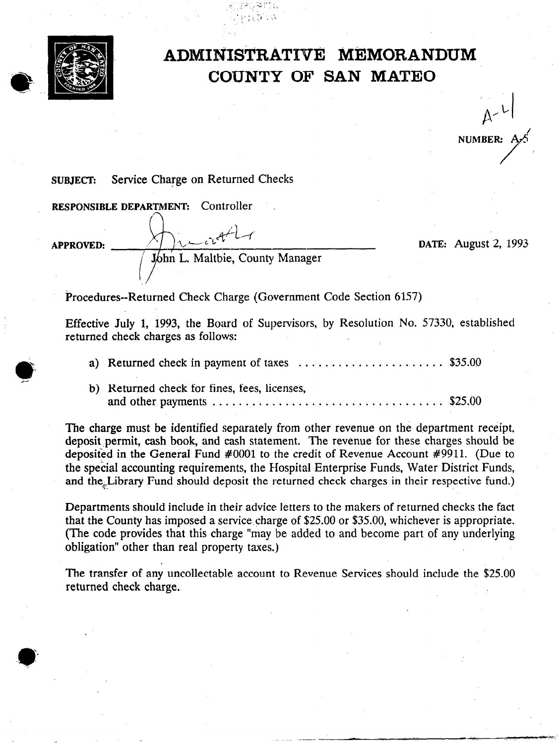# ADMINISTRATIVE MEMORANDUM
# COUNTY OF SAN MATEO

NUMBER: A-5 (handwritten: A-L1)

**SUBJECT:** Service Charge on Returned Checks

**RESPONSIBLE DEPARTMENT:** Controller

**APPROVED:** John L. Maltbie, County Manager

**DATE:** August 2, 1993

Procedures--Returned Check Charge (Government Code Section 6157)

Effective July 1, 1993, the Board of Supervisors, by Resolution No. 57330, established returned check charges as follows:

a) Returned check in payment of taxes ....................... $35.00

b) Returned check for fines, fees, licenses, and other payments .................................. $25.00

The charge must be identified separately from other revenue on the department receipt, deposit permit, cash book, and cash statement. The revenue for these charges should be deposited in the General Fund #0001 to the credit of Revenue Account #9911. (Due to the special accounting requirements, the Hospital Enterprise Funds, Water District Funds, and the Library Fund should deposit the returned check charges in their respective fund.)

Departments should include in their advice letters to the makers of returned checks the fact that the County has imposed a service charge of $25.00 or $35.00, whichever is appropriate. (The code provides that this charge "may be added to and become part of any underlying obligation" other than real property taxes.)

The transfer of any uncollectable account to Revenue Services should include the $25.00 returned check charge.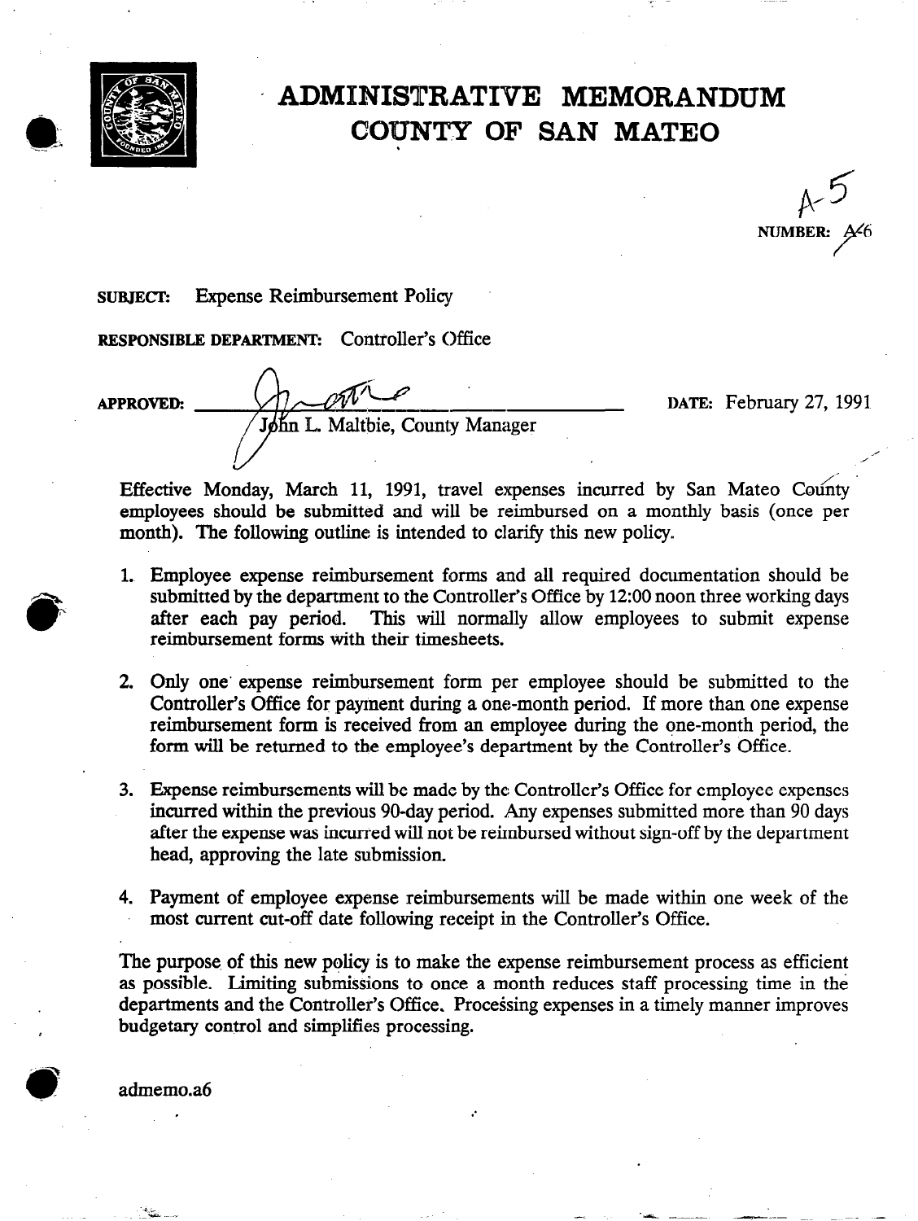# ADMINISTRATIVE MEMORANDUM
# COUNTY OF SAN MATEO

NUMBER: A-5

**SUBJECT:** Expense Reimbursement Policy

**RESPONSIBLE DEPARTMENT:** Controller's Office

**APPROVED:** John L. Maltbie, County Manager

**DATE:** February 27, 1991

Effective Monday, March 11, 1991, travel expenses incurred by San Mateo County employees should be submitted and will be reimbursed on a monthly basis (once per month). The following outline is intended to clarify this new policy.

1. Employee expense reimbursement forms and all required documentation should be submitted by the department to the Controller's Office by 12:00 noon three working days after each pay period. This will normally allow employees to submit expense reimbursement forms with their timesheets.

2. Only one expense reimbursement form per employee should be submitted to the Controller's Office for payment during a one-month period. If more than one expense reimbursement form is received from an employee during the one-month period, the form will be returned to the employee's department by the Controller's Office.

3. Expense reimbursements will be made by the Controller's Office for employee expenses incurred within the previous 90-day period. Any expenses submitted more than 90 days after the expense was incurred will not be reimbursed without sign-off by the department head, approving the late submission.

4. Payment of employee expense reimbursements will be made within one week of the most current cut-off date following receipt in the Controller's Office.

The purpose of this new policy is to make the expense reimbursement process as efficient as possible. Limiting submissions to once a month reduces staff processing time in the departments and the Controller's Office. Processing expenses in a timely manner improves budgetary control and simplifies processing.

admemo.a6